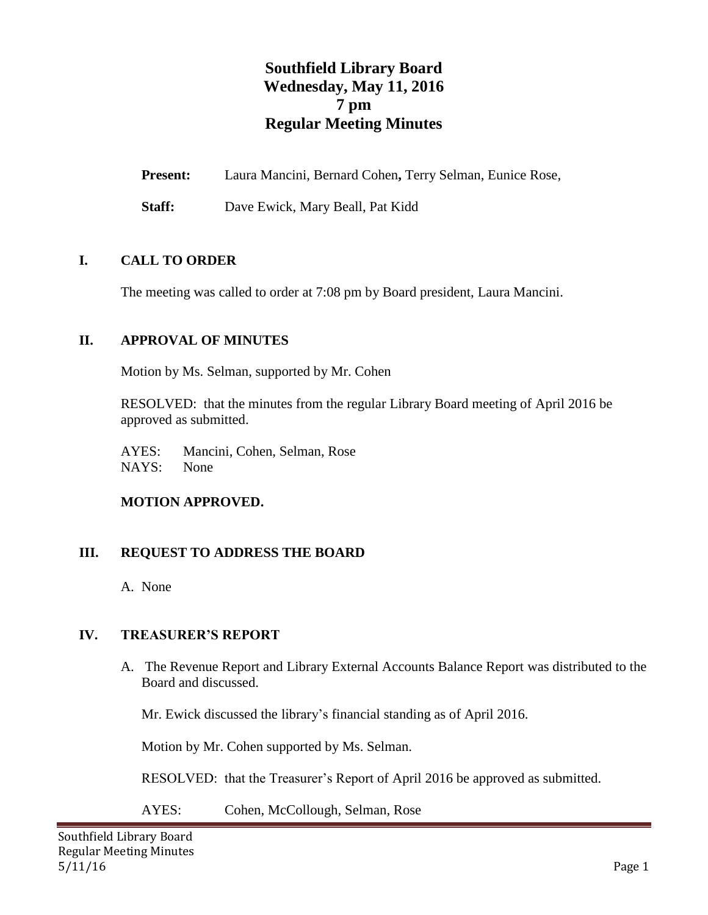# Southfield Library Board
# Wednesday, May 11, 2016
# 7 pm
# Regular Meeting Minutes

**Present:** Laura Mancini, Bernard Cohen**,** Terry Selman, Eunice Rose,

**Staff:** Dave Ewick, Mary Beall, Pat Kidd

## I. CALL TO ORDER

The meeting was called to order at 7:08 pm by Board president, Laura Mancini.

## II. APPROVAL OF MINUTES

Motion by Ms. Selman, supported by Mr. Cohen

RESOLVED: that the minutes from the regular Library Board meeting of April 2016 be approved as submitted.

AYES: Mancini, Cohen, Selman, Rose
NAYS: None

**MOTION APPROVED.**

## III. REQUEST TO ADDRESS THE BOARD

A. None

## IV. TREASURER'S REPORT

A. The Revenue Report and Library External Accounts Balance Report was distributed to the Board and discussed.

Mr. Ewick discussed the library's financial standing as of April 2016.

Motion by Mr. Cohen supported by Ms. Selman.

RESOLVED: that the Treasurer's Report of April 2016 be approved as submitted.

AYES: Cohen, McCollough, Selman, Rose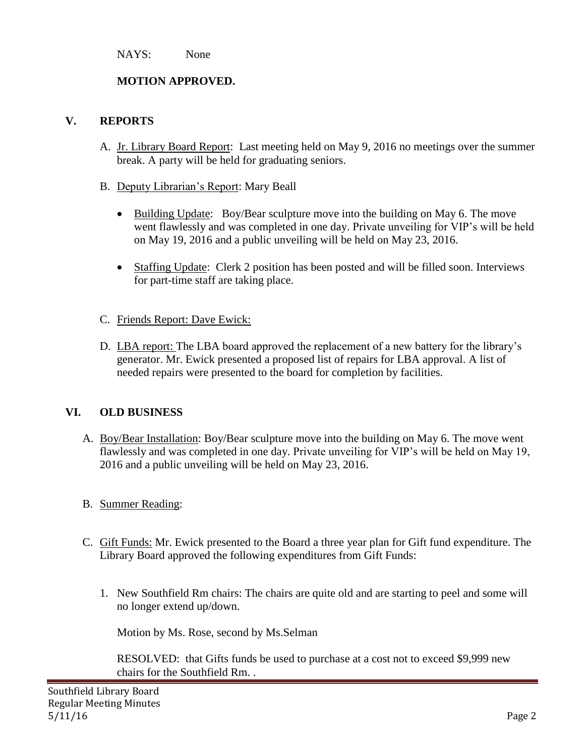NAYS: None

**MOTION APPROVED.**

## V. REPORTS

A. Jr. Library Board Report: Last meeting held on May 9, 2016 no meetings over the summer break. A party will be held for graduating seniors.

B. Deputy Librarian's Report: Mary Beall

- Building Update: Boy/Bear sculpture move into the building on May 6. The move went flawlessly and was completed in one day. Private unveiling for VIP's will be held on May 19, 2016 and a public unveiling will be held on May 23, 2016.
- Staffing Update: Clerk 2 position has been posted and will be filled soon. Interviews for part-time staff are taking place.

C. Friends Report: Dave Ewick:

D. LBA report: The LBA board approved the replacement of a new battery for the library's generator. Mr. Ewick presented a proposed list of repairs for LBA approval. A list of needed repairs were presented to the board for completion by facilities.

## VI. OLD BUSINESS

A. Boy/Bear Installation: Boy/Bear sculpture move into the building on May 6. The move went flawlessly and was completed in one day. Private unveiling for VIP's will be held on May 19, 2016 and a public unveiling will be held on May 23, 2016.

B. Summer Reading:

C. Gift Funds: Mr. Ewick presented to the Board a three year plan for Gift fund expenditure. The Library Board approved the following expenditures from Gift Funds:

1. New Southfield Rm chairs: The chairs are quite old and are starting to peel and some will no longer extend up/down.

   Motion by Ms. Rose, second by Ms.Selman

   RESOLVED: that Gifts funds be used to purchase at a cost not to exceed $9,999 new chairs for the Southfield Rm. .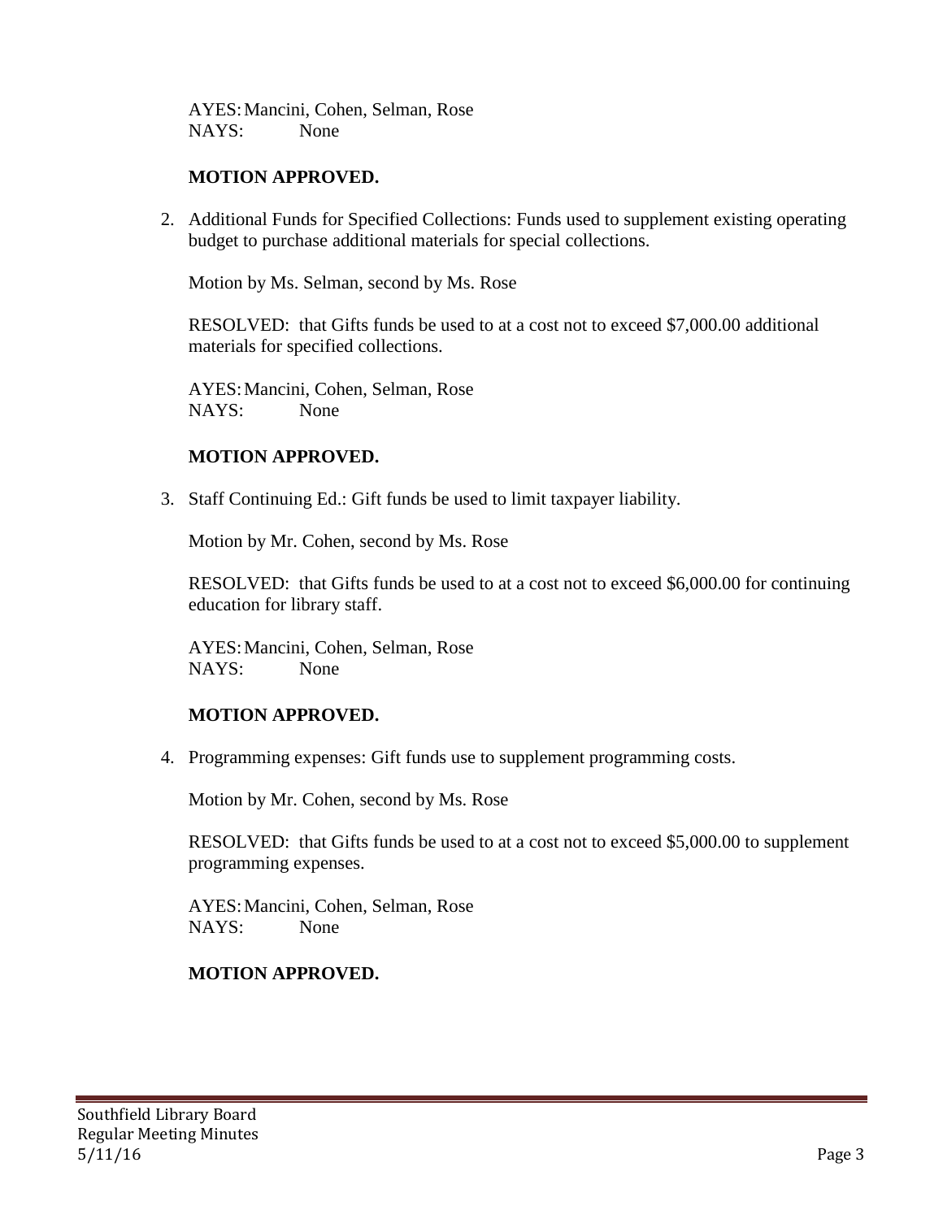AYES: Mancini, Cohen, Selman, Rose
NAYS: None

**MOTION APPROVED.**

2. Additional Funds for Specified Collections: Funds used to supplement existing operating budget to purchase additional materials for special collections.

   Motion by Ms. Selman, second by Ms. Rose

   RESOLVED: that Gifts funds be used to at a cost not to exceed $7,000.00 additional materials for specified collections.

   AYES: Mancini, Cohen, Selman, Rose
   NAYS: None

   **MOTION APPROVED.**

3. Staff Continuing Ed.: Gift funds be used to limit taxpayer liability.

   Motion by Mr. Cohen, second by Ms. Rose

   RESOLVED: that Gifts funds be used to at a cost not to exceed $6,000.00 for continuing education for library staff.

   AYES: Mancini, Cohen, Selman, Rose
   NAYS: None

   **MOTION APPROVED.**

4. Programming expenses: Gift funds use to supplement programming costs.

   Motion by Mr. Cohen, second by Ms. Rose

   RESOLVED: that Gifts funds be used to at a cost not to exceed $5,000.00 to supplement programming expenses.

   AYES: Mancini, Cohen, Selman, Rose
   NAYS: None

   **MOTION APPROVED.**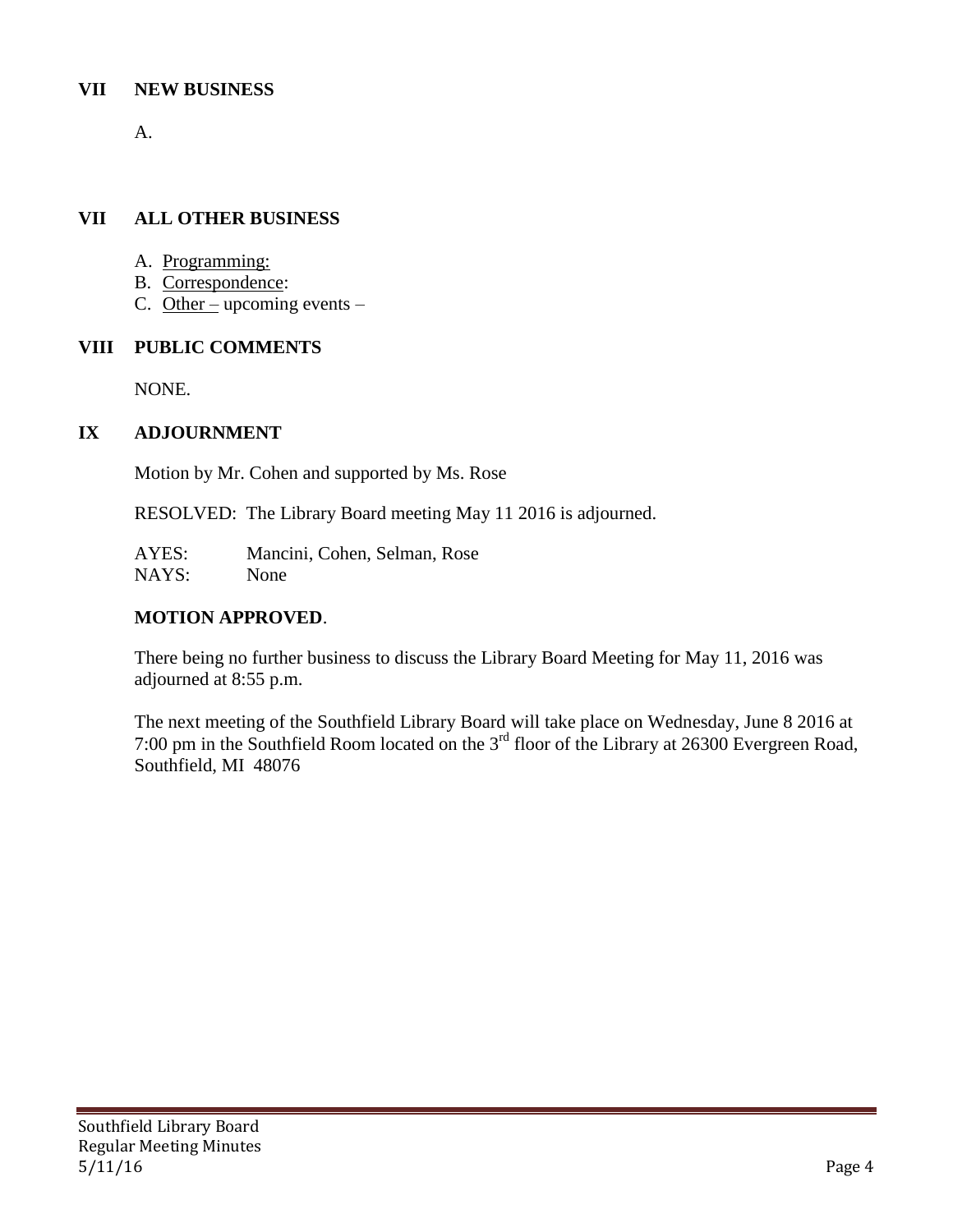## VII NEW BUSINESS

A.

## VII ALL OTHER BUSINESS

A. Programming:
B. Correspondence:
C. Other – upcoming events –

## VIII PUBLIC COMMENTS

NONE.

## IX ADJOURNMENT

Motion by Mr. Cohen and supported by Ms. Rose

RESOLVED: The Library Board meeting May 11 2016 is adjourned.

AYES: Mancini, Cohen, Selman, Rose
NAYS: None

**MOTION APPROVED**.

There being no further business to discuss the Library Board Meeting for May 11, 2016 was adjourned at 8:55 p.m.

The next meeting of the Southfield Library Board will take place on Wednesday, June 8 2016 at 7:00 pm in the Southfield Room located on the 3rd floor of the Library at 26300 Evergreen Road, Southfield, MI 48076